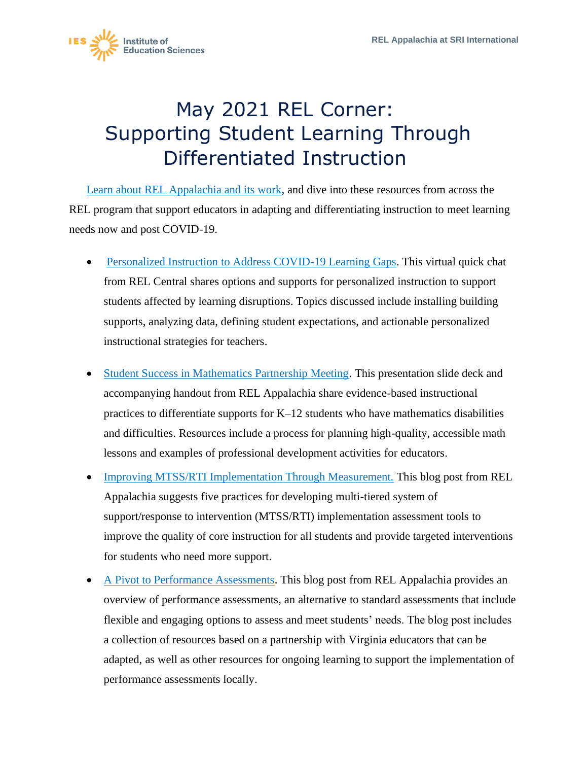# May 2021 REL Corner: Supporting Student Learning Through Differentiated Instruction

Learn about REL Appalachia and its work, and dive into these resources from across the REL program that support educators in adapting and differentiating instruction to meet learning needs now and post COVID-19.

- Personalized Instruction to Address COVID-19 Learning Gaps. This virtual quick chat from REL Central shares options and supports for personalized instruction to support students affected by learning disruptions. Topics discussed include installing building supports, analyzing data, defining student expectations, and actionable personalized instructional strategies for teachers.
- Student Success in Mathematics Partnership Meeting. This presentation slide deck and accompanying handout from REL Appalachia share evidence-based instructional practices to differentiate supports for K–12 students who have mathematics disabilities and difficulties. Resources include a process for planning high-quality, accessible math lessons and examples of professional development activities for educators.
- Improving MTSS/RTI Implementation Through Measurement. This blog post from REL Appalachia suggests five practices for developing multi-tiered system of support/response to intervention (MTSS/RTI) implementation assessment tools to improve the quality of core instruction for all students and provide targeted interventions for students who need more support.
- A Pivot to Performance Assessments. This blog post from REL Appalachia provides an overview of performance assessments, an alternative to standard assessments that include flexible and engaging options to assess and meet students' needs. The blog post includes a collection of resources based on a partnership with Virginia educators that can be adapted, as well as other resources for ongoing learning to support the implementation of performance assessments locally.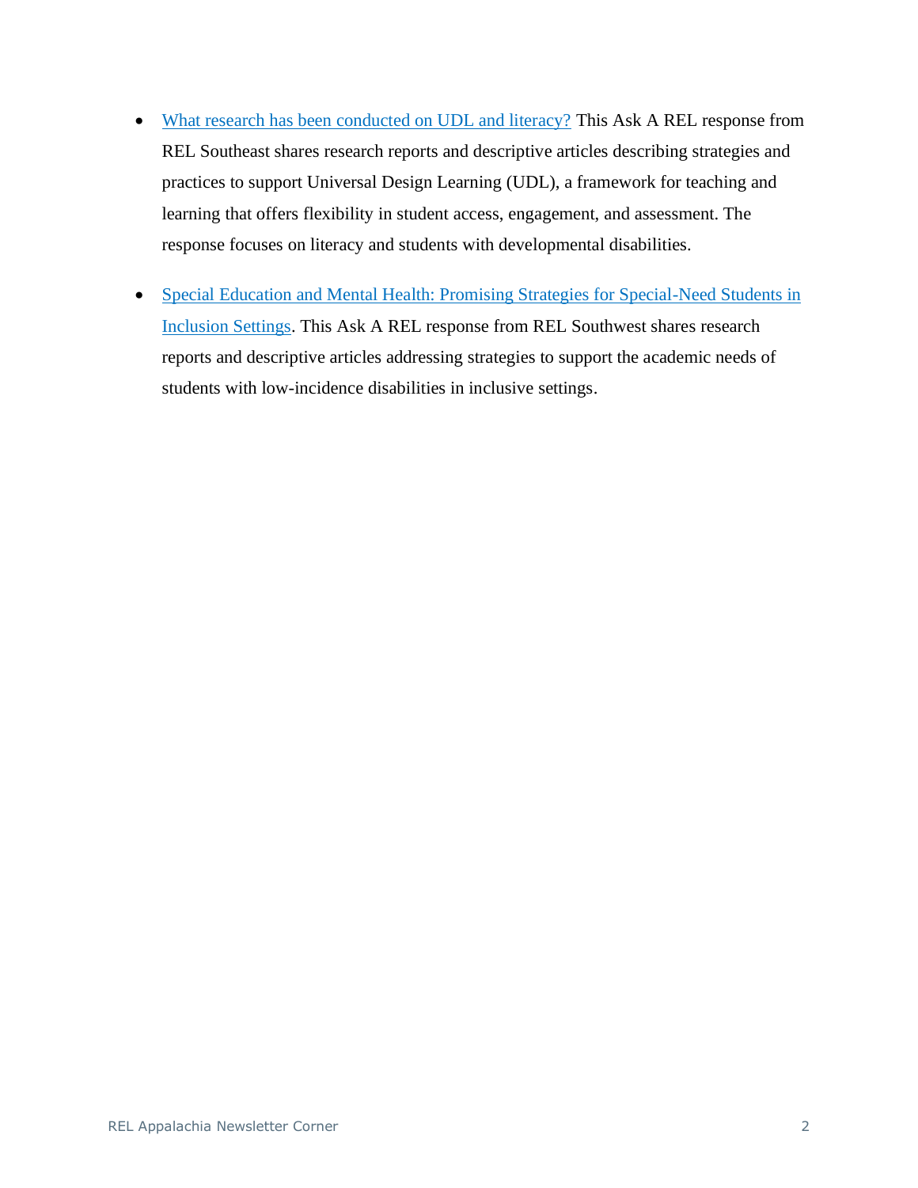- What research has been conducted on UDL and literacy? This Ask A REL response from REL Southeast shares research reports and descriptive articles describing strategies and practices to support Universal Design Learning (UDL), a framework for teaching and learning that offers flexibility in student access, engagement, and assessment. The response focuses on literacy and students with developmental disabilities.

- Special Education and Mental Health: Promising Strategies for Special-Need Students in Inclusion Settings. This Ask A REL response from REL Southwest shares research reports and descriptive articles addressing strategies to support the academic needs of students with low-incidence disabilities in inclusive settings.